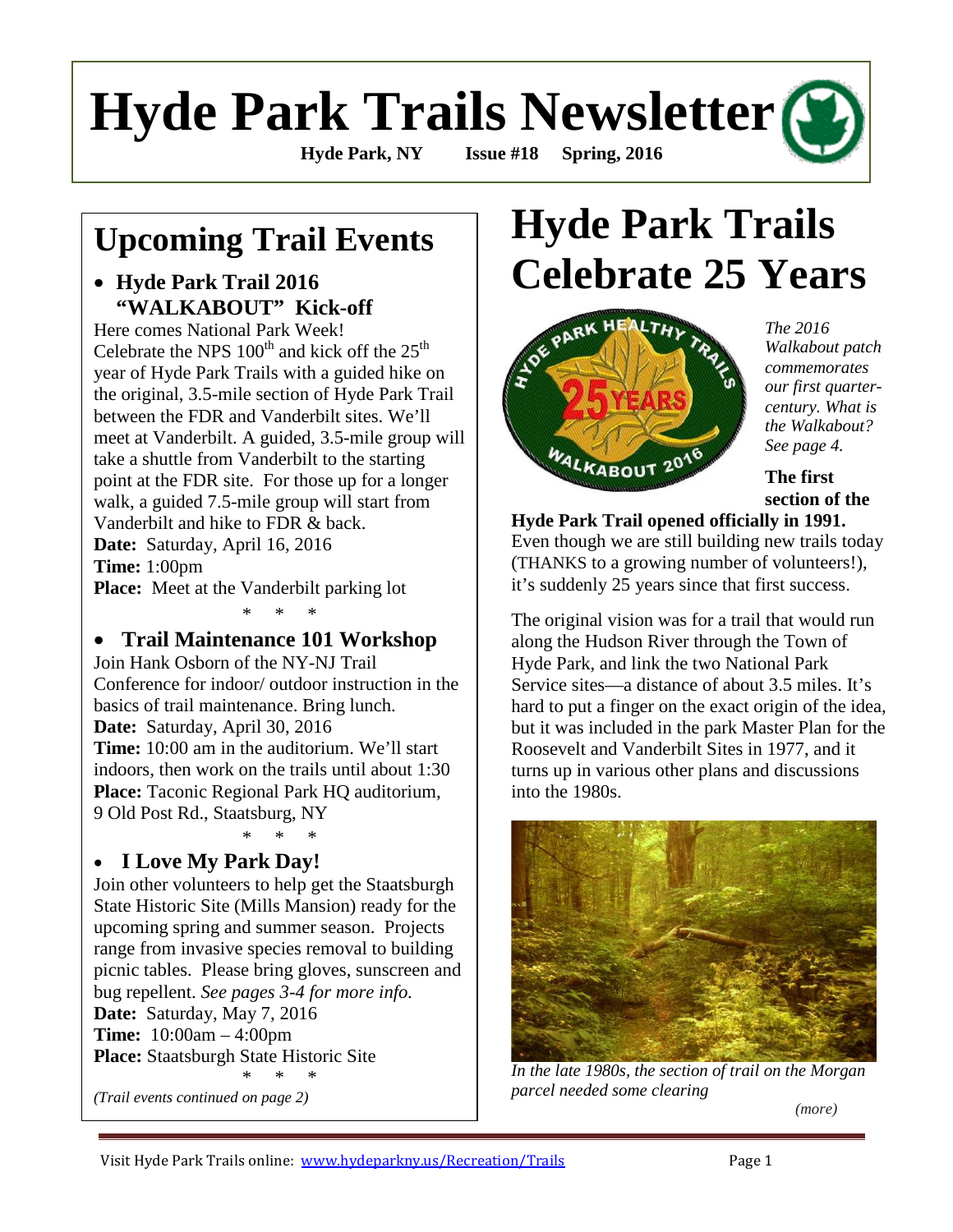# Hyde Park Trails Newsletter

**Hyde Park, NY Issue #18 Spring, 2016**

## Upcoming Trail Events

- **Hyde Park Trail 2016 "WALKABOUT" Kick-off**

Here comes National Park Week! Celebrate the NPS 100th and kick off the 25th year of Hyde Park Trails with a guided hike on the original, 3.5-mile section of Hyde Park Trail between the FDR and Vanderbilt sites. We'll meet at Vanderbilt. A guided, 3.5-mile group will take a shuttle from Vanderbilt to the starting point at the FDR site. For those up for a longer walk, a guided 7.5-mile group will start from Vanderbilt and hike to FDR & back.

**Date:** Saturday, April 16, 2016
**Time:** 1:00pm
**Place:** Meet at the Vanderbilt parking lot

\* \* \*

- **Trail Maintenance 101 Workshop**

Join Hank Osborn of the NY-NJ Trail Conference for indoor/ outdoor instruction in the basics of trail maintenance. Bring lunch.

**Date:** Saturday, April 30, 2016
**Time:** 10:00 am in the auditorium. We'll start indoors, then work on the trails until about 1:30
**Place:** Taconic Regional Park HQ auditorium, 9 Old Post Rd., Staatsburg, NY

\* \* \*

- **I Love My Park Day!**

Join other volunteers to help get the Staatsburgh State Historic Site (Mills Mansion) ready for the upcoming spring and summer season. Projects range from invasive species removal to building picnic tables. Please bring gloves, sunscreen and bug repellent. *See pages 3-4 for more info.*

**Date:** Saturday, May 7, 2016
**Time:** 10:00am – 4:00pm
**Place:** Staatsburgh State Historic Site

\* \* \*

*(Trail events continued on page 2)*

# Hyde Park Trails Celebrate 25 Years

*The 2016 Walkabout patch commemorates our first quarter-century. What is the Walkabout? See page 4.*

**The first section of the Hyde Park Trail opened officially in 1991.** Even though we are still building new trails today (THANKS to a growing number of volunteers!), it's suddenly 25 years since that first success.

The original vision was for a trail that would run along the Hudson River through the Town of Hyde Park, and link the two National Park Service sites—a distance of about 3.5 miles. It's hard to put a finger on the exact origin of the idea, but it was included in the park Master Plan for the Roosevelt and Vanderbilt Sites in 1977, and it turns up in various other plans and discussions into the 1980s.

*In the late 1980s, the section of trail on the Morgan parcel needed some clearing*

*(more)*

Visit Hyde Park Trails online: www.hydeparkny.us/Recreation/Trails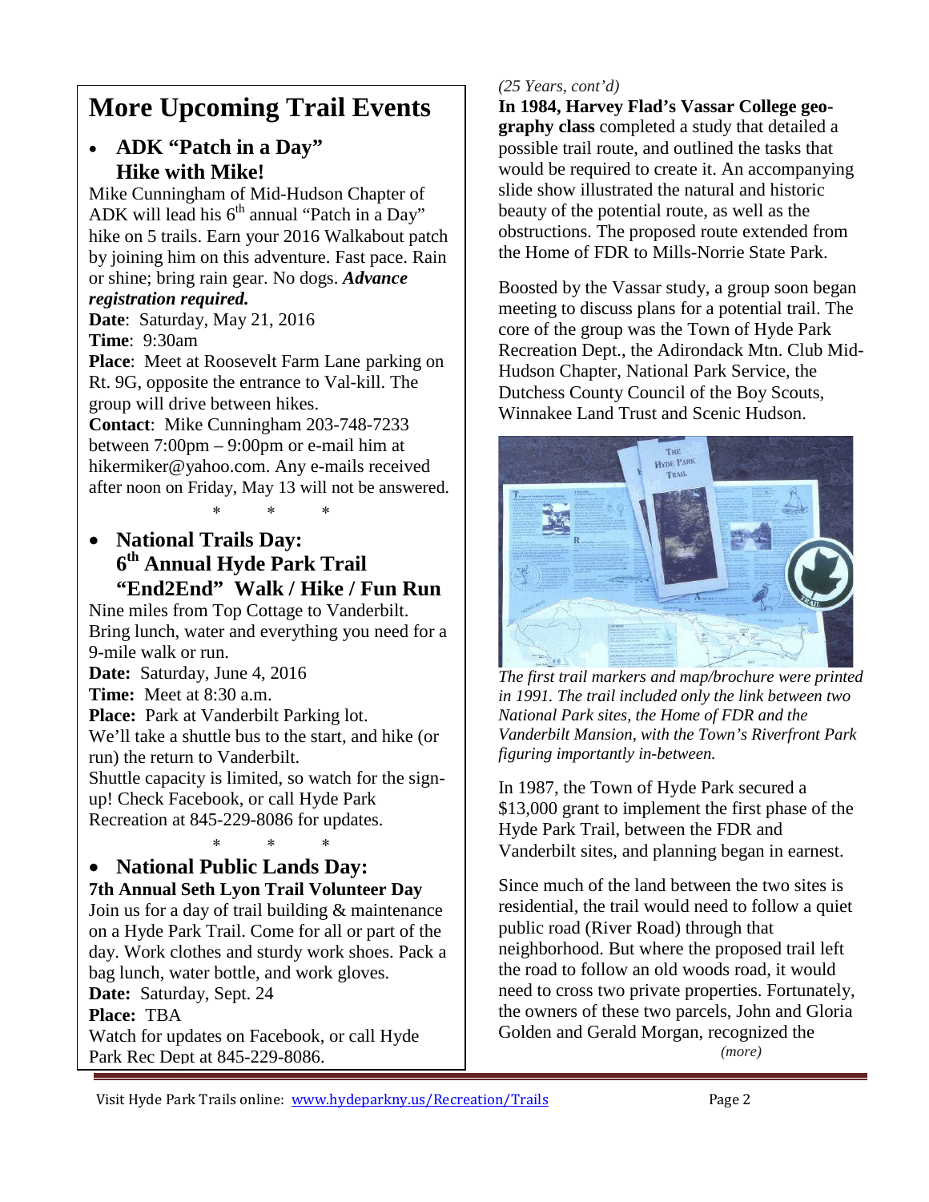# More Upcoming Trail Events

- **ADK "Patch in a Day" Hike with Mike!**

Mike Cunningham of Mid-Hudson Chapter of ADK will lead his 6th annual "Patch in a Day" hike on 5 trails. Earn your 2016 Walkabout patch by joining him on this adventure. Fast pace. Rain or shine; bring rain gear. No dogs. ***Advance registration required.***

**Date**: Saturday, May 21, 2016
**Time**: 9:30am
**Place**: Meet at Roosevelt Farm Lane parking on Rt. 9G, opposite the entrance to Val-kill. The group will drive between hikes.
**Contact**: Mike Cunningham 203-748-7233 between 7:00pm – 9:00pm or e-mail him at hikermiker@yahoo.com. Any e-mails received after noon on Friday, May 13 will not be answered.

\* \* \*

- **National Trails Day: 6th Annual Hyde Park Trail "End2End" Walk / Hike / Fun Run**

Nine miles from Top Cottage to Vanderbilt. Bring lunch, water and everything you need for a 9-mile walk or run.

**Date:** Saturday, June 4, 2016
**Time:** Meet at 8:30 a.m.
**Place:** Park at Vanderbilt Parking lot.
We'll take a shuttle bus to the start, and hike (or run) the return to Vanderbilt.
Shuttle capacity is limited, so watch for the sign-up! Check Facebook, or call Hyde Park Recreation at 845-229-8086 for updates.

\* \* \*

- **National Public Lands Day:**

**7th Annual Seth Lyon Trail Volunteer Day**

Join us for a day of trail building & maintenance on a Hyde Park Trail. Come for all or part of the day. Work clothes and sturdy work shoes. Pack a bag lunch, water bottle, and work gloves.

**Date:** Saturday, Sept. 24
**Place:** TBA
Watch for updates on Facebook, or call Hyde Park Rec Dept at 845-229-8086.

*(25 Years, cont'd)*

**In 1984, Harvey Flad's Vassar College geography class** completed a study that detailed a possible trail route, and outlined the tasks that would be required to create it. An accompanying slide show illustrated the natural and historic beauty of the potential route, as well as the obstructions. The proposed route extended from the Home of FDR to Mills-Norrie State Park.

Boosted by the Vassar study, a group soon began meeting to discuss plans for a potential trail. The core of the group was the Town of Hyde Park Recreation Dept., the Adirondack Mtn. Club Mid-Hudson Chapter, National Park Service, the Dutchess County Council of the Boy Scouts, Winnakee Land Trust and Scenic Hudson.

*The first trail markers and map/brochure were printed in 1991. The trail included only the link between two National Park sites, the Home of FDR and the Vanderbilt Mansion, with the Town's Riverfront Park figuring importantly in-between.*

In 1987, the Town of Hyde Park secured a $13,000 grant to implement the first phase of the Hyde Park Trail, between the FDR and Vanderbilt sites, and planning began in earnest.

Since much of the land between the two sites is residential, the trail would need to follow a quiet public road (River Road) through that neighborhood. But where the proposed trail left the road to follow an old woods road, it would need to cross two private properties. Fortunately, the owners of these two parcels, John and Gloria Golden and Gerald Morgan, recognized the

*(more)*

Visit Hyde Park Trails online: www.hydeparkny.us/Recreation/Trails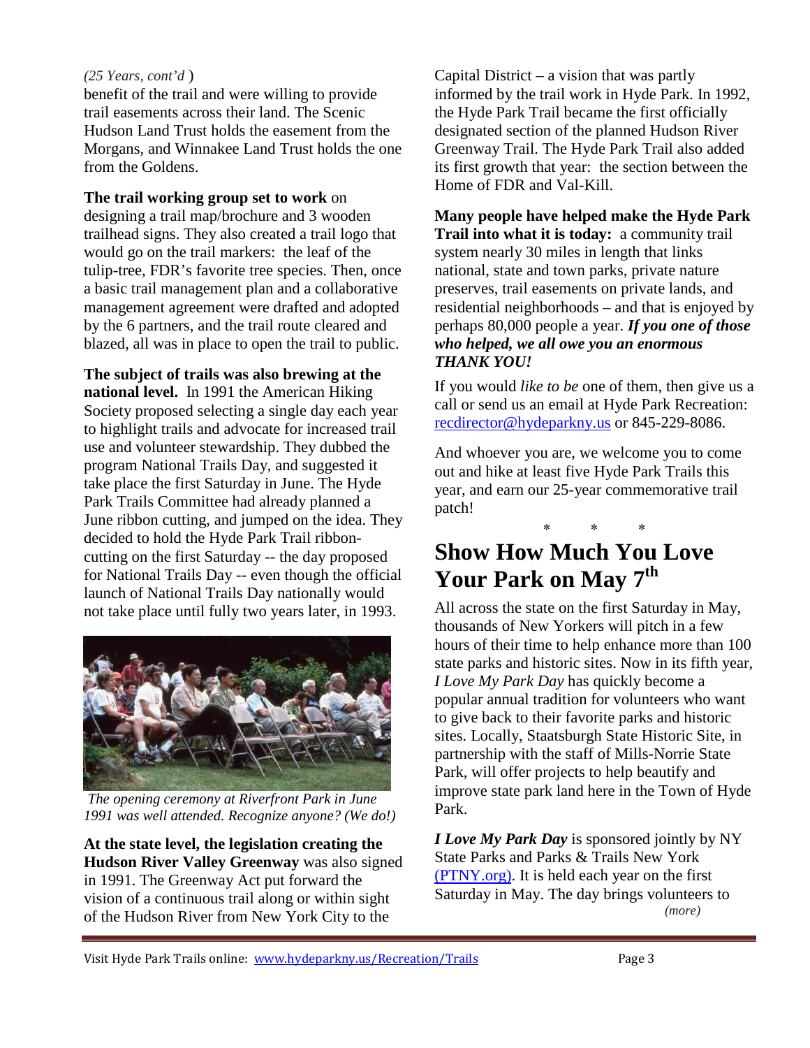*(25 Years, cont'd* )

benefit of the trail and were willing to provide trail easements across their land. The Scenic Hudson Land Trust holds the easement from the Morgans, and Winnakee Land Trust holds the one from the Goldens.

**The trail working group set to work** on designing a trail map/brochure and 3 wooden trailhead signs. They also created a trail logo that would go on the trail markers: the leaf of the tulip-tree, FDR's favorite tree species. Then, once a basic trail management plan and a collaborative management agreement were drafted and adopted by the 6 partners, and the trail route cleared and blazed, all was in place to open the trail to public.

**The subject of trails was also brewing at the national level.** In 1991 the American Hiking Society proposed selecting a single day each year to highlight trails and advocate for increased trail use and volunteer stewardship. They dubbed the program National Trails Day, and suggested it take place the first Saturday in June. The Hyde Park Trails Committee had already planned a June ribbon cutting, and jumped on the idea. They decided to hold the Hyde Park Trail ribbon-cutting on the first Saturday -- the day proposed for National Trails Day -- even though the official launch of National Trails Day nationally would not take place until fully two years later, in 1993.

*The opening ceremony at Riverfront Park in June 1991 was well attended. Recognize anyone? (We do!)*

**At the state level, the legislation creating the Hudson River Valley Greenway** was also signed in 1991. The Greenway Act put forward the vision of a continuous trail along or within sight of the Hudson River from New York City to the Capital District – a vision that was partly informed by the trail work in Hyde Park. In 1992, the Hyde Park Trail became the first officially designated section of the planned Hudson River Greenway Trail. The Hyde Park Trail also added its first growth that year: the section between the Home of FDR and Val-Kill.

**Many people have helped make the Hyde Park Trail into what it is today:** a community trail system nearly 30 miles in length that links national, state and town parks, private nature preserves, trail easements on private lands, and residential neighborhoods – and that is enjoyed by perhaps 80,000 people a year. ***If you one of those who helped, we all owe you an enormous THANK YOU!***

If you would *like to be* one of them, then give us a call or send us an email at Hyde Park Recreation: recdirector@hydeparkny.us or 845-229-8086.

And whoever you are, we welcome you to come out and hike at least five Hyde Park Trails this year, and earn our 25-year commemorative trail patch!

\* \* \*

# Show How Much You Love Your Park on May 7th

All across the state on the first Saturday in May, thousands of New Yorkers will pitch in a few hours of their time to help enhance more than 100 state parks and historic sites. Now in its fifth year, *I Love My Park Day* has quickly become a popular annual tradition for volunteers who want to give back to their favorite parks and historic sites. Locally, Staatsburgh State Historic Site, in partnership with the staff of Mills-Norrie State Park, will offer projects to help beautify and improve state park land here in the Town of Hyde Park.

***I Love My Park Day*** is sponsored jointly by NY State Parks and Parks & Trails New York (PTNY.org). It is held each year on the first Saturday in May. The day brings volunteers to

*(more)*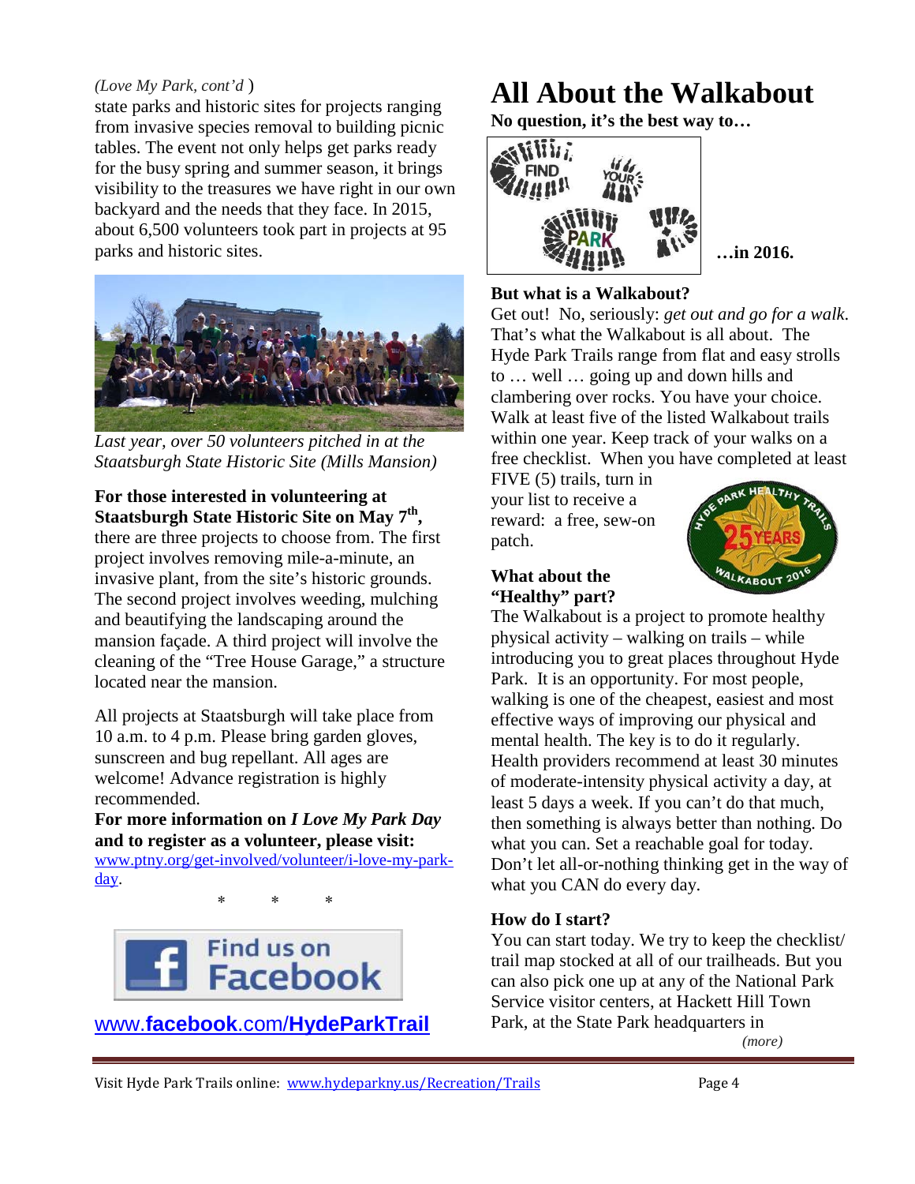*(Love My Park, cont'd )*

state parks and historic sites for projects ranging from invasive species removal to building picnic tables. The event not only helps get parks ready for the busy spring and summer season, it brings visibility to the treasures we have right in our own backyard and the needs that they face. In 2015, about 6,500 volunteers took part in projects at 95 parks and historic sites.

*Last year, over 50 volunteers pitched in at the Staatsburgh State Historic Site (Mills Mansion)*

**For those interested in volunteering at Staatsburgh State Historic Site on May 7th,** there are three projects to choose from. The first project involves removing mile-a-minute, an invasive plant, from the site's historic grounds. The second project involves weeding, mulching and beautifying the landscaping around the mansion façade. A third project will involve the cleaning of the "Tree House Garage," a structure located near the mansion.

All projects at Staatsburgh will take place from 10 a.m. to 4 p.m. Please bring garden gloves, sunscreen and bug repellant. All ages are welcome! Advance registration is highly recommended.

**For more information on *I Love My Park Day* and to register as a volunteer, please visit:** www.ptny.org/get-involved/volunteer/i-love-my-park-day.

\*   \*   \*

Find us on Facebook

www.**facebook**.com/**HydeParkTrail**

# All About the Walkabout

**No question, it's the best way to…**

FIND YOUR PARK

**…in 2016.**

**But what is a Walkabout?**

Get out! No, seriously: *get out and go for a walk*. That's what the Walkabout is all about. The Hyde Park Trails range from flat and easy strolls to … well … going up and down hills and clambering over rocks. You have your choice. Walk at least five of the listed Walkabout trails within one year. Keep track of your walks on a free checklist. When you have completed at least FIVE (5) trails, turn in your list to receive a reward: a free, sew-on patch.

**What about the "Healthy" part?**

The Walkabout is a project to promote healthy physical activity – walking on trails – while introducing you to great places throughout Hyde Park. It is an opportunity. For most people, walking is one of the cheapest, easiest and most effective ways of improving our physical and mental health. The key is to do it regularly. Health providers recommend at least 30 minutes of moderate-intensity physical activity a day, at least 5 days a week. If you can't do that much, then something is always better than nothing. Do what you can. Set a reachable goal for today. Don't let all-or-nothing thinking get in the way of what you CAN do every day.

**How do I start?**

You can start today. We try to keep the checklist/ trail map stocked at all of our trailheads. But you can also pick one up at any of the National Park Service visitor centers, at Hackett Hill Town Park, at the State Park headquarters in

*(more)*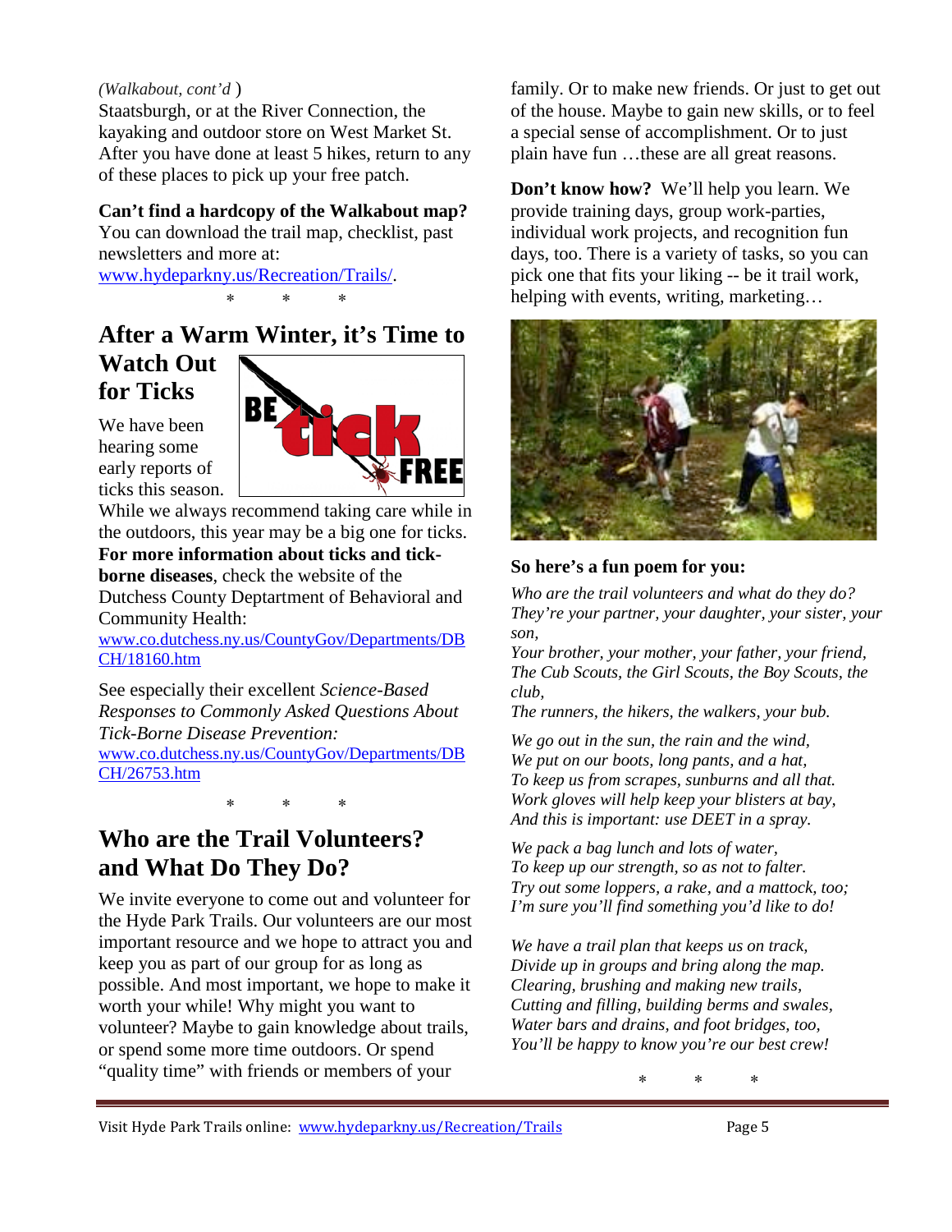*(Walkabout, cont'd )*
Staatsburgh, or at the River Connection, the kayaking and outdoor store on West Market St. After you have done at least 5 hikes, return to any of these places to pick up your free patch.

**Can't find a hardcopy of the Walkabout map?** You can download the trail map, checklist, past newsletters and more at: www.hydeparkny.us/Recreation/Trails/.

\* \* \*

## After a Warm Winter, it's Time to Watch Out for Ticks

We have been hearing some early reports of ticks this season. While we always recommend taking care while in the outdoors, this year may be a big one for ticks. **For more information about ticks and tick-borne diseases**, check the website of the Dutchess County Deptartment of Behavioral and Community Health: www.co.dutchess.ny.us/CountyGov/Departments/DBCH/18160.htm

See especially their excellent *Science-Based Responses to Commonly Asked Questions About Tick-Borne Disease Prevention:* www.co.dutchess.ny.us/CountyGov/Departments/DBCH/26753.htm

\* \* \*

## Who are the Trail Volunteers? and What Do They Do?

We invite everyone to come out and volunteer for the Hyde Park Trails. Our volunteers are our most important resource and we hope to attract you and keep you as part of our group for as long as possible. And most important, we hope to make it worth your while! Why might you want to volunteer? Maybe to gain knowledge about trails, or spend some more time outdoors. Or spend "quality time" with friends or members of your family. Or to make new friends. Or just to get out of the house. Maybe to gain new skills, or to feel a special sense of accomplishment. Or to just plain have fun …these are all great reasons.

**Don't know how?** We'll help you learn. We provide training days, group work-parties, individual work projects, and recognition fun days, too. There is a variety of tasks, so you can pick one that fits your liking -- be it trail work, helping with events, writing, marketing…

**So here's a fun poem for you:**

*Who are the trail volunteers and what do they do?*
*They're your partner, your daughter, your sister, your son,*
*Your brother, your mother, your father, your friend,*
*The Cub Scouts, the Girl Scouts, the Boy Scouts, the club,*
*The runners, the hikers, the walkers, your bub.*

*We go out in the sun, the rain and the wind,*
*We put on our boots, long pants, and a hat,*
*To keep us from scrapes, sunburns and all that.*
*Work gloves will help keep your blisters at bay,*
*And this is important: use DEET in a spray.*

*We pack a bag lunch and lots of water,*
*To keep up our strength, so as not to falter.*
*Try out some loppers, a rake, and a mattock, too;*
*I'm sure you'll find something you'd like to do!*

*We have a trail plan that keeps us on track,*
*Divide up in groups and bring along the map.*
*Clearing, brushing and making new trails,*
*Cutting and filling, building berms and swales,*
*Water bars and drains, and foot bridges, too,*
*You'll be happy to know you're our best crew!*

\* \* \*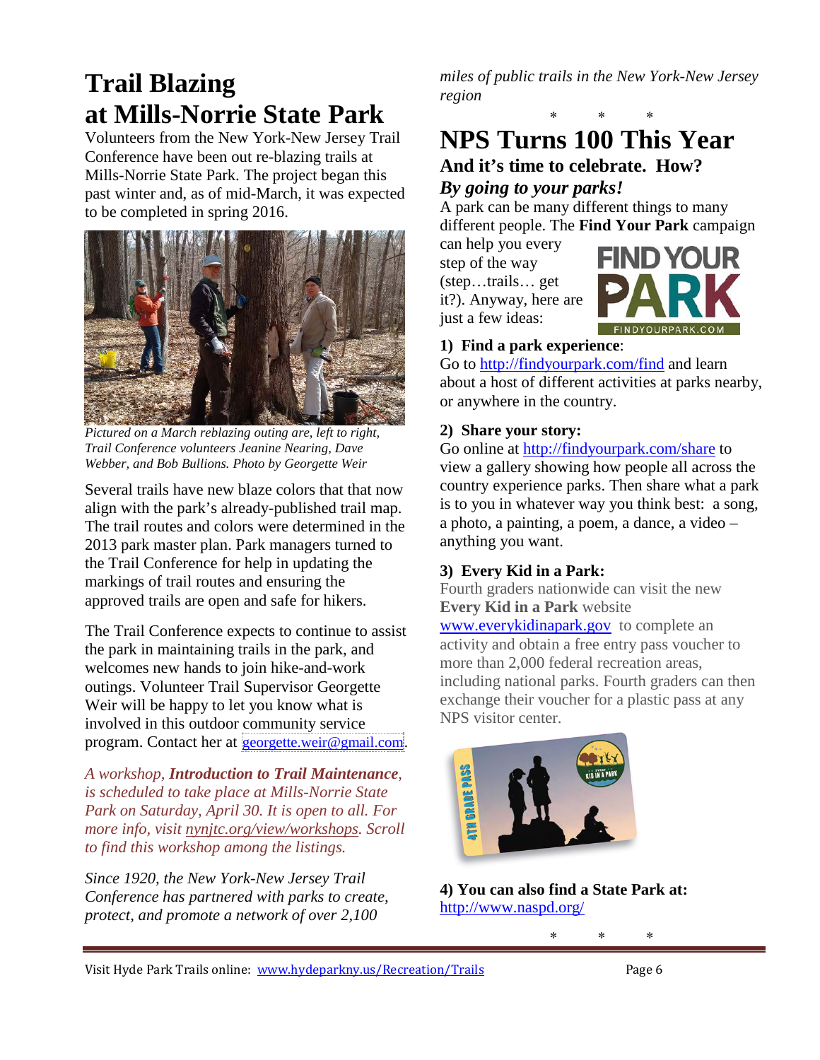# Trail Blazing at Mills-Norrie State Park

Volunteers from the New York-New Jersey Trail Conference have been out re-blazing trails at Mills-Norrie State Park. The project began this past winter and, as of mid-March, it was expected to be completed in spring 2016.

*Pictured on a March reblazing outing are, left to right, Trail Conference volunteers Jeanine Nearing, Dave Webber, and Bob Bullions. Photo by Georgette Weir*

Several trails have new blaze colors that that now align with the park's already-published trail map. The trail routes and colors were determined in the 2013 park master plan. Park managers turned to the Trail Conference for help in updating the markings of trail routes and ensuring the approved trails are open and safe for hikers.

The Trail Conference expects to continue to assist the park in maintaining trails in the park, and welcomes new hands to join hike-and-work outings. Volunteer Trail Supervisor Georgette Weir will be happy to let you know what is involved in this outdoor community service program. Contact her at georgette.weir@gmail.com.

*A workshop, **Introduction to Trail Maintenance**, is scheduled to take place at Mills-Norrie State Park on Saturday, April 30. It is open to all. For more info, visit nynjtc.org/view/workshops. Scroll to find this workshop among the listings.*

*Since 1920, the New York-New Jersey Trail Conference has partnered with parks to create, protect, and promote a network of over 2,100 miles of public trails in the New York-New Jersey region*

\* \* \*

# NPS Turns 100 This Year

### And it's time to celebrate. How?

### *By going to your parks!*

A park can be many different things to many different people. The **Find Your Park** campaign can help you every step of the way (step…trails… get it?). Anyway, here are just a few ideas:

**1) Find a park experience**:
Go to http://findyourpark.com/find and learn about a host of different activities at parks nearby, or anywhere in the country.

**2) Share your story:**
Go online at http://findyourpark.com/share to view a gallery showing how people all across the country experience parks. Then share what a park is to you in whatever way you think best: a song, a photo, a painting, a poem, a dance, a video – anything you want.

**3) Every Kid in a Park:**
Fourth graders nationwide can visit the new **Every Kid in a Park** website www.everykidinapark.gov to complete an activity and obtain a free entry pass voucher to more than 2,000 federal recreation areas, including national parks. Fourth graders can then exchange their voucher for a plastic pass at any NPS visitor center.

**4) You can also find a State Park at:**
http://www.naspd.org/

\* \* \*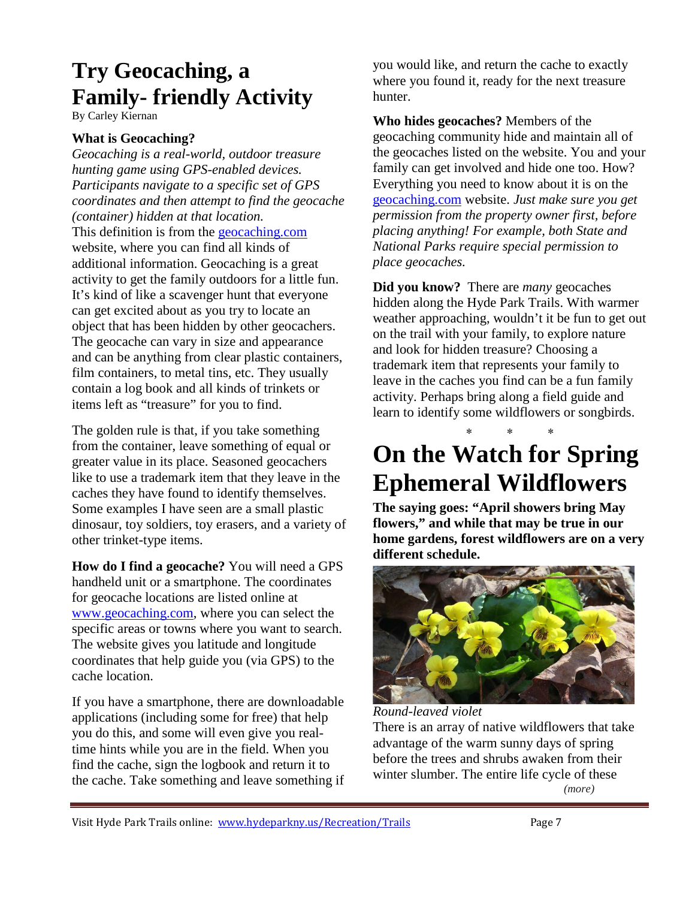# Try Geocaching, a Family- friendly Activity

By Carley Kiernan

**What is Geocaching?**

*Geocaching is a real-world, outdoor treasure hunting game using GPS-enabled devices. Participants navigate to a specific set of GPS coordinates and then attempt to find the geocache (container) hidden at that location.*

This definition is from the geocaching.com website, where you can find all kinds of additional information. Geocaching is a great activity to get the family outdoors for a little fun. It's kind of like a scavenger hunt that everyone can get excited about as you try to locate an object that has been hidden by other geocachers. The geocache can vary in size and appearance and can be anything from clear plastic containers, film containers, to metal tins, etc. They usually contain a log book and all kinds of trinkets or items left as "treasure" for you to find.

The golden rule is that, if you take something from the container, leave something of equal or greater value in its place. Seasoned geocachers like to use a trademark item that they leave in the caches they have found to identify themselves. Some examples I have seen are a small plastic dinosaur, toy soldiers, toy erasers, and a variety of other trinket-type items.

**How do I find a geocache?** You will need a GPS handheld unit or a smartphone. The coordinates for geocache locations are listed online at www.geocaching.com, where you can select the specific areas or towns where you want to search. The website gives you latitude and longitude coordinates that help guide you (via GPS) to the cache location.

If you have a smartphone, there are downloadable applications (including some for free) that help you do this, and some will even give you real-time hints while you are in the field. When you find the cache, sign the logbook and return it to the cache. Take something and leave something if you would like, and return the cache to exactly where you found it, ready for the next treasure hunter.

**Who hides geocaches?** Members of the geocaching community hide and maintain all of the geocaches listed on the website. You and your family can get involved and hide one too. How? Everything you need to know about it is on the geocaching.com website. *Just make sure you get permission from the property owner first, before placing anything! For example, both State and National Parks require special permission to place geocaches.*

**Did you know?** There are *many* geocaches hidden along the Hyde Park Trails. With warmer weather approaching, wouldn't it be fun to get out on the trail with your family, to explore nature and look for hidden treasure? Choosing a trademark item that represents your family to leave in the caches you find can be a fun family activity. Perhaps bring along a field guide and learn to identify some wildflowers or songbirds.

\* \* \*

# On the Watch for Spring Ephemeral Wildflowers

**The saying goes: "April showers bring May flowers," and while that may be true in our home gardens, forest wildflowers are on a very different schedule.**

*Round-leaved violet*

There is an array of native wildflowers that take advantage of the warm sunny days of spring before the trees and shrubs awaken from their winter slumber. The entire life cycle of these

*(more)*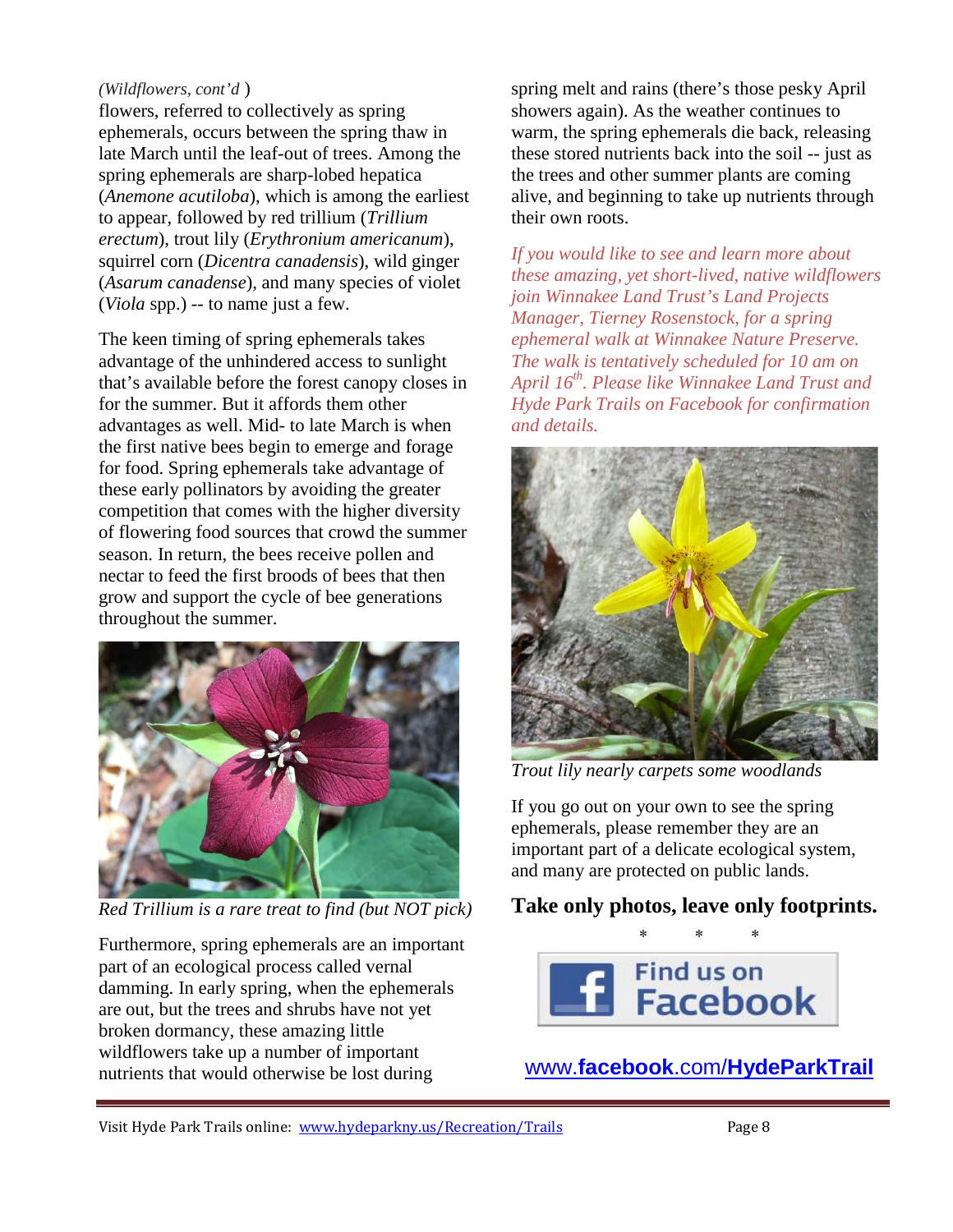*(Wildflowers, cont'd* )

flowers, referred to collectively as spring ephemerals, occurs between the spring thaw in late March until the leaf-out of trees. Among the spring ephemerals are sharp-lobed hepatica (*Anemone acutiloba*), which is among the earliest to appear, followed by red trillium (*Trillium erectum*), trout lily (*Erythronium americanum*), squirrel corn (*Dicentra canadensis*), wild ginger (*Asarum canadense*), and many species of violet (*Viola* spp.) -- to name just a few.

The keen timing of spring ephemerals takes advantage of the unhindered access to sunlight that's available before the forest canopy closes in for the summer. But it affords them other advantages as well. Mid- to late March is when the first native bees begin to emerge and forage for food. Spring ephemerals take advantage of these early pollinators by avoiding the greater competition that comes with the higher diversity of flowering food sources that crowd the summer season. In return, the bees receive pollen and nectar to feed the first broods of bees that then grow and support the cycle of bee generations throughout the summer.

*Red Trillium is a rare treat to find (but NOT pick)*

Furthermore, spring ephemerals are an important part of an ecological process called vernal damming. In early spring, when the ephemerals are out, but the trees and shrubs have not yet broken dormancy, these amazing little wildflowers take up a number of important nutrients that would otherwise be lost during spring melt and rains (there's those pesky April showers again). As the weather continues to warm, the spring ephemerals die back, releasing these stored nutrients back into the soil -- just as the trees and other summer plants are coming alive, and beginning to take up nutrients through their own roots.

*If you would like to see and learn more about these amazing, yet short-lived, native wildflowers join Winnakee Land Trust's Land Projects Manager, Tierney Rosenstock, for a spring ephemeral walk at Winnakee Nature Preserve. The walk is tentatively scheduled for 10 am on April 16th. Please like Winnakee Land Trust and Hyde Park Trails on Facebook for confirmation and details.*

*Trout lily nearly carpets some woodlands*

If you go out on your own to see the spring ephemerals, please remember they are an important part of a delicate ecological system, and many are protected on public lands.

**Take only photos, leave only footprints.**

\* \* \*

Find us on Facebook

www.**facebook**.com/**HydeParkTrail**